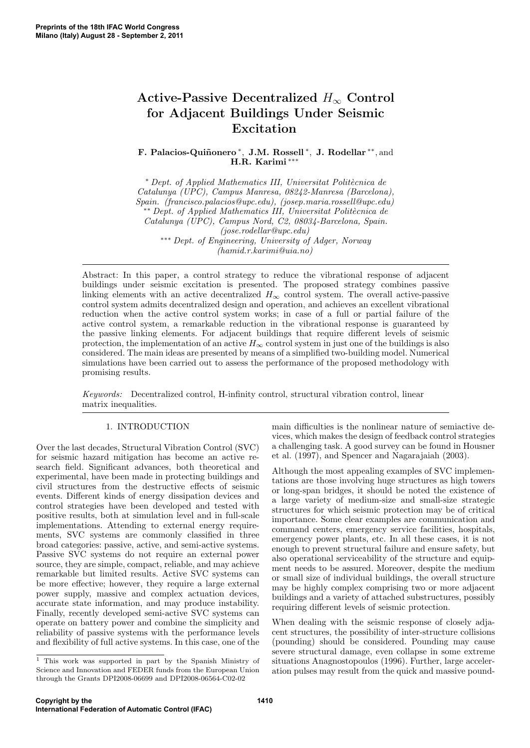# Active-Passive Decentralized $H_\infty$ Control for Adjacent Buildings Under Seismic Excitation

**F. Palacios-Quiñonero** [*], **J.M. Rossell** [*], **J. Rodellar** [**], and **H.R. Karimi** [***]

[*] *Dept. of Applied Mathematics III, Universitat Politècnica de Catalunya (UPC), Campus Manresa, 08242-Manresa (Barcelona), Spain. (francisco.palacios@upc.edu), (josep.maria.rossell@upc.edu)*
[**] *Dept. of Applied Mathematics III, Universitat Politècnica de Catalunya (UPC), Campus Nord, C2, 08034-Barcelona, Spain. (jose.rodellar@upc.edu)*
[***] *Dept. of Engineering, University of Adger, Norway (hamid.r.karimi@uia.no)*

Abstract: In this paper, a control strategy to reduce the vibrational response of adjacent buildings under seismic excitation is presented. The proposed strategy combines passive linking elements with an active decentralized $H_\infty$ control system. The overall active-passive control system admits decentralized design and operation, and achieves an excellent vibrational reduction when the active control system works; in case of a full or partial failure of the active control system, a remarkable reduction in the vibrational response is guaranteed by the passive linking elements. For adjacent buildings that require different levels of seismic protection, the implementation of an active $H_\infty$ control system in just one of the buildings is also considered. The main ideas are presented by means of a simplified two-building model. Numerical simulations have been carried out to assess the performance of the proposed methodology with promising results.

*Keywords:* Decentralized control, H-infinity control, structural vibration control, linear matrix inequalities.

## 1. INTRODUCTION

Over the last decades, Structural Vibration Control (SVC) for seismic hazard mitigation has become an active research field. Significant advances, both theoretical and experimental, have been made in protecting buildings and civil structures from the destructive effects of seismic events. Different kinds of energy dissipation devices and control strategies have been developed and tested with positive results, both at simulation level and in full-scale implementations. Attending to external energy requirements, SVC systems are commonly classified in three broad categories: passive, active, and semi-active systems. Passive SVC systems do not require an external power source, they are simple, compact, reliable, and may achieve remarkable but limited results. Active SVC systems can be more effective; however, they require a large external power supply, massive and complex actuation devices, accurate state information, and may produce instability. Finally, recently developed semi-active SVC systems can operate on battery power and combine the simplicity and reliability of passive systems with the performance levels and flexibility of full active systems. In this case, one of the main difficulties is the nonlinear nature of semiactive devices, which makes the design of feedback control strategies a challenging task. A good survey can be found in Housner et al. (1997), and Spencer and Nagarajaiah (2003).

Although the most appealing examples of SVC implementations are those involving huge structures as high towers or long-span bridges, it should be noted the existence of a large variety of medium-size and small-size strategic structures for which seismic protection may be of critical importance. Some clear examples are communication and command centers, emergency service facilities, hospitals, emergency power plants, etc. In all these cases, it is not enough to prevent structural failure and ensure safety, but also operational serviceability of the structure and equipment needs to be assured. Moreover, despite the medium or small size of individual buildings, the overall structure may be highly complex comprising two or more adjacent buildings and a variety of attached substructures, possibly requiring different levels of seismic protection.

When dealing with the seismic response of closely adjacent structures, the possibility of inter-structure collisions (pounding) should be considered. Pounding may cause severe structural damage, even collapse in some extreme situations Anagnostopoulos (1996). Further, large acceleration pulses may result from the quick and massive pound-

[1] This work was supported in part by the Spanish Ministry of Science and Innovation and FEDER funds from the European Union through the Grants DPI2008-06699 and DPI2008-06564-C02-02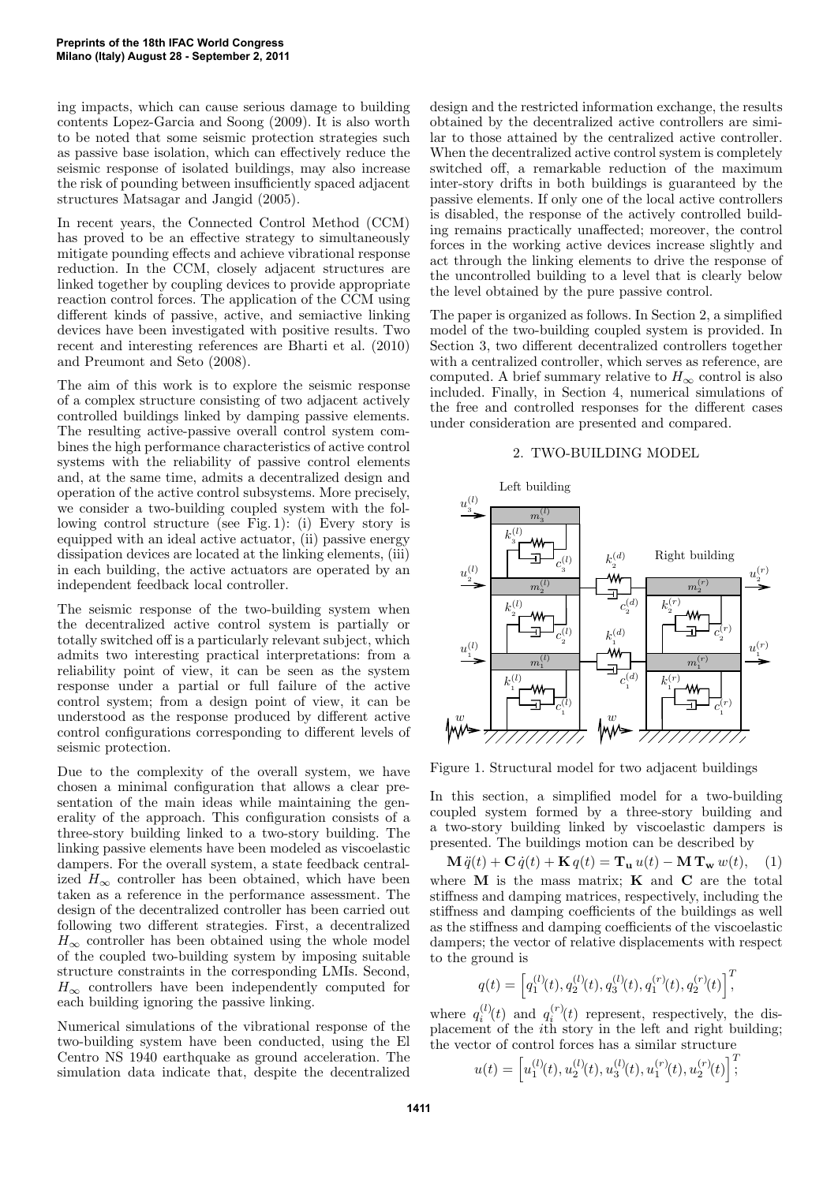ing impacts, which can cause serious damage to building contents Lopez-Garcia and Soong (2009). It is also worth to be noted that some seismic protection strategies such as passive base isolation, which can effectively reduce the seismic response of isolated buildings, may also increase the risk of pounding between insufficiently spaced adjacent structures Matsagar and Jangid (2005).

In recent years, the Connected Control Method (CCM) has proved to be an effective strategy to simultaneously mitigate pounding effects and achieve vibrational response reduction. In the CCM, closely adjacent structures are linked together by coupling devices to provide appropriate reaction control forces. The application of the CCM using different kinds of passive, active, and semiactive linking devices have been investigated with positive results. Two recent and interesting references are Bharti et al. (2010) and Preumont and Seto (2008).

The aim of this work is to explore the seismic response of a complex structure consisting of two adjacent actively controlled buildings linked by damping passive elements. The resulting active-passive overall control system combines the high performance characteristics of active control systems with the reliability of passive control elements and, at the same time, admits a decentralized design and operation of the active control subsystems. More precisely, we consider a two-building coupled system with the following control structure (see Fig. 1): (i) Every story is equipped with an ideal active actuator, (ii) passive energy dissipation devices are located at the linking elements, (iii) in each building, the active actuators are operated by an independent feedback local controller.

The seismic response of the two-building system when the decentralized active control system is partially or totally switched off is a particularly relevant subject, which admits two interesting practical interpretations: from a reliability point of view, it can be seen as the system response under a partial or full failure of the active control system; from a design point of view, it can be understood as the response produced by different active control configurations corresponding to different levels of seismic protection.

Due to the complexity of the overall system, we have chosen a minimal configuration that allows a clear presentation of the main ideas while maintaining the generality of the approach. This configuration consists of a three-story building linked to a two-story building. The linking passive elements have been modeled as viscoelastic dampers. For the overall system, a state feedback centralized $H_\infty$ controller has been obtained, which have been taken as a reference in the performance assessment. The design of the decentralized controller has been carried out following two different strategies. First, a decentralized $H_\infty$ controller has been obtained using the whole model of the coupled two-building system by imposing suitable structure constraints in the corresponding LMIs. Second, $H_\infty$ controllers have been independently computed for each building ignoring the passive linking.

Numerical simulations of the vibrational response of the two-building system have been conducted, using the El Centro NS 1940 earthquake as ground acceleration. The simulation data indicate that, despite the decentralized design and the restricted information exchange, the results obtained by the decentralized active controllers are similar to those attained by the centralized active controller. When the decentralized active control system is completely switched off, a remarkable reduction of the maximum inter-story drifts in both buildings is guaranteed by the passive elements. If only one of the local active controllers is disabled, the response of the actively controlled building remains practically unaffected; moreover, the control forces in the working active devices increase slightly and act through the linking elements to drive the response of the uncontrolled building to a level that is clearly below the level obtained by the pure passive control.

The paper is organized as follows. In Section 2, a simplified model of the two-building coupled system is provided. In Section 3, two different decentralized controllers together with a centralized controller, which serves as reference, are computed. A brief summary relative to $H_\infty$ control is also included. Finally, in Section 4, numerical simulations of the free and controlled responses for the different cases under consideration are presented and compared.

## 2. TWO-BUILDING MODEL

Figure 1. Structural model for two adjacent buildings

In this section, a simplified model for a two-building coupled system formed by a three-story building and a two-story building linked by viscoelastic dampers is presented. The buildings motion can be described by

$$\mathbf{M}\,\ddot{q}(t) + \mathbf{C}\,\dot{q}(t) + \mathbf{K}\,q(t) = \mathbf{T_u}\,u(t) - \mathbf{M}\,\mathbf{T_w}\,w(t), \quad (1)$$

where $\mathbf{M}$ is the mass matrix; $\mathbf{K}$ and $\mathbf{C}$ are the total stiffness and damping matrices, respectively, including the stiffness and damping coefficients of the buildings as well as the stiffness and damping coefficients of the viscoelastic dampers; the vector of relative displacements with respect to the ground is

$$q(t) = \left[q_1^{(l)}(t), q_2^{(l)}(t), q_3^{(l)}(t), q_1^{(r)}(t), q_2^{(r)}(t)\right]^T,$$

where $q_i^{(l)}(t)$ and $q_i^{(r)}(t)$ represent, respectively, the displacement of the $i$th story in the left and right building; the vector of control forces has a similar structure

$$u(t) = \left[u_1^{(l)}(t), u_2^{(l)}(t), u_3^{(l)}(t), u_1^{(r)}(t), u_2^{(r)}(t)\right]^T;$$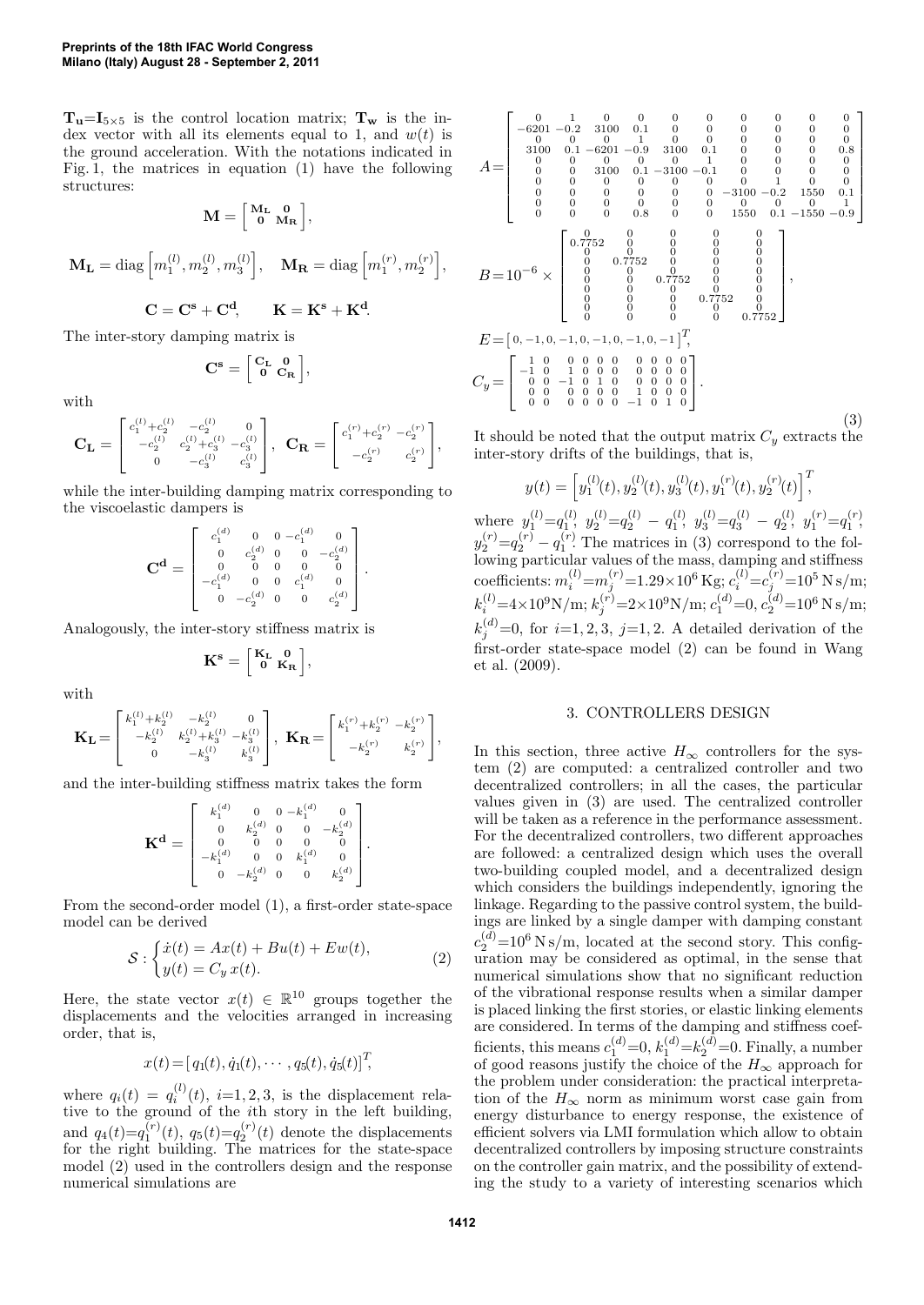$\mathbf{T_u}$=$\mathbf{I}_{5\times5}$ is the control location matrix; $\mathbf{T_w}$ is the index vector with all its elements equal to 1, and $w(t)$ is the ground acceleration. With the notations indicated in Fig. 1, the matrices in equation (1) have the following structures:

$$\mathbf{M} = \begin{bmatrix} \mathbf{M_L} & \mathbf{0} \\ \mathbf{0} & \mathbf{M_R} \end{bmatrix},$$

$$\mathbf{M_L} = \text{diag}\left[m_1^{(l)}, m_2^{(l)}, m_3^{(l)}\right], \quad \mathbf{M_R} = \text{diag}\left[m_1^{(r)}, m_2^{(r)}\right],$$

$$\mathbf{C} = \mathbf{C^s} + \mathbf{C^d}, \qquad \mathbf{K} = \mathbf{K^s} + \mathbf{K^d}.$$

The inter-story damping matrix is

$$\mathbf{C^s} = \begin{bmatrix} \mathbf{C_L} & \mathbf{0} \\ \mathbf{0} & \mathbf{C_R} \end{bmatrix},$$

with

$$\mathbf{C_L} = \begin{bmatrix} c_1^{(l)}+c_2^{(l)} & -c_2^{(l)} & 0 \\ -c_2^{(l)} & c_2^{(l)}+c_3^{(l)} & -c_3^{(l)} \\ 0 & -c_3^{(l)} & c_3^{(l)} \end{bmatrix}, \quad \mathbf{C_R} = \begin{bmatrix} c_1^{(r)}+c_2^{(r)} & -c_2^{(r)} \\ -c_2^{(r)} & c_2^{(r)} \end{bmatrix},$$

while the inter-building damping matrix corresponding to the viscoelastic dampers is

$$\mathbf{C^d} = \begin{bmatrix} c_1^{(d)} & 0 & 0 & -c_1^{(d)} & 0 \\ 0 & c_2^{(d)} & 0 & 0 & -c_2^{(d)} \\ 0 & 0 & 0 & 0 & 0 \\ -c_1^{(d)} & 0 & 0 & c_1^{(d)} & 0 \\ 0 & -c_2^{(d)} & 0 & 0 & c_2^{(d)} \end{bmatrix}.$$

Analogously, the inter-story stiffness matrix is

$$\mathbf{K^s} = \begin{bmatrix} \mathbf{K_L} & \mathbf{0} \\ \mathbf{0} & \mathbf{K_R} \end{bmatrix},$$

with

$$\mathbf{K_L} = \begin{bmatrix} k_1^{(l)}+k_2^{(l)} & -k_2^{(l)} & 0 \\ -k_2^{(l)} & k_2^{(l)}+k_3^{(l)} & -k_3^{(l)} \\ 0 & -k_3^{(l)} & k_3^{(l)} \end{bmatrix}, \quad \mathbf{K_R} = \begin{bmatrix} k_1^{(r)}+k_2^{(r)} & -k_2^{(r)} \\ -k_2^{(r)} & k_2^{(r)} \end{bmatrix},$$

and the inter-building stiffness matrix takes the form

$$\mathbf{K^d} = \begin{bmatrix} k_1^{(d)} & 0 & 0 & -k_1^{(d)} & 0 \\ 0 & k_2^{(d)} & 0 & 0 & -k_2^{(d)} \\ 0 & 0 & 0 & 0 & 0 \\ -k_1^{(d)} & 0 & 0 & k_1^{(d)} & 0 \\ 0 & -k_2^{(d)} & 0 & 0 & k_2^{(d)} \end{bmatrix}.$$

From the second-order model (1), a first-order state-space model can be derived

$$\mathcal{S}: \begin{cases} \dot{x}(t) = Ax(t) + Bu(t) + Ew(t), \\ y(t) = C_y\, x(t). \end{cases} \tag{2}$$

Here, the state vector $x(t) \in \mathbb{R}^{10}$ groups together the displacements and the velocities arranged in increasing order, that is,

$$x(t) = [\, q_1(t), \dot{q}_1(t), \cdots, q_5(t), \dot{q}_5(t)]^T,$$

where $q_i(t) = q_i^{(l)}(t)$, $i$=1, 2, 3, is the displacement relative to the ground of the $i$th story in the left building, and $q_4(t)$=$q_1^{(r)}(t)$, $q_5(t)$=$q_2^{(r)}(t)$ denote the displacements for the right building. The matrices for the state-space model (2) used in the controllers design and the response numerical simulations are

$$A = \begin{bmatrix} 0 & 1 & 0 & 0 & 0 & 0 & 0 & 0 & 0 & 0 \\ -6201 & -0.2 & 3100 & 0.1 & 0 & 0 & 0 & 0 & 0 & 0 \\ 0 & 0 & 0 & 1 & 0 & 0 & 0 & 0 & 0 & 0 \\ 3100 & 0.1 & -6201 & -0.9 & 3100 & 0.1 & 0 & 0 & 0 & 0.8 \\ 0 & 0 & 0 & 0 & 0 & 1 & 0 & 0 & 0 & 0 \\ 0 & 0 & 3100 & 0.1 & -3100 & -0.1 & 0 & 0 & 0 & 0 \\ 0 & 0 & 0 & 0 & 0 & 0 & 0 & 1 & 0 & 0 \\ 0 & 0 & 0 & 0 & 0 & 0 & -3100 & -0.2 & 1550 & 0.1 \\ 0 & 0 & 0 & 0 & 0 & 0 & 0 & 0 & 0 & 1 \\ 0 & 0 & 0 & 0.8 & 0 & 0 & 1550 & 0.1 & -1550 & -0.9 \end{bmatrix}$$

$$B = 10^{-6} \times \begin{bmatrix} 0 & 0 & 0 & 0 & 0 \\ 0.7752 & 0 & 0 & 0 & 0 \\ 0 & 0 & 0 & 0 & 0 \\ 0 & 0.7752 & 0 & 0 & 0 \\ 0 & 0 & 0 & 0 & 0 \\ 0 & 0 & 0.7752 & 0 & 0 \\ 0 & 0 & 0 & 0 & 0 \\ 0 & 0 & 0 & 0.7752 & 0 \\ 0 & 0 & 0 & 0 & 0 \\ 0 & 0 & 0 & 0 & 0.7752 \end{bmatrix},$$

$$E = [\, 0, -1, 0, -1, 0, -1, 0, -1, 0, -1\,]^T,$$

$$C_y = \begin{bmatrix} 1 & 0 & 0 & 0 & 0 & 0 & 0 & 0 & 0 & 0 \\ -1 & 0 & 1 & 0 & 0 & 0 & 0 & 0 & 0 & 0 \\ 0 & 0 & -1 & 0 & 1 & 0 & 0 & 0 & 0 & 0 \\ 0 & 0 & 0 & 0 & 0 & 0 & 1 & 0 & 0 & 0 \\ 0 & 0 & 0 & 0 & 0 & 0 & -1 & 0 & 1 & 0 \end{bmatrix}. \tag{3}$$

It should be noted that the output matrix $C_y$ extracts the inter-story drifts of the buildings, that is,

$$y(t) = \left[y_1^{(l)}(t), y_2^{(l)}(t), y_3^{(l)}(t), y_1^{(r)}(t), y_2^{(r)}(t)\right]^T,$$

where $y_1^{(l)}$=$q_1^{(l)}$, $y_2^{(l)}$=$q_2^{(l)} - q_1^{(l)}$, $y_3^{(l)}$=$q_3^{(l)} - q_2^{(l)}$, $y_1^{(r)}$=$q_1^{(r)}$, $y_2^{(r)}$=$q_2^{(r)} - q_1^{(r)}$. The matrices in (3) correspond to the following particular values of the mass, damping and stiffness coefficients: $m_i^{(l)}$=$m_j^{(r)}$=1.29×10$^6$ Kg; $c_i^{(l)}$=$c_j^{(r)}$=10$^5$ N s/m; $k_i^{(l)}$=4×10$^9$N/m; $k_j^{(r)}$=2×10$^9$N/m; $c_1^{(d)}$=0, $c_2^{(d)}$=10$^6$ N s/m; $k_j^{(d)}$=0, for $i$=1, 2, 3, $j$=1, 2. A detailed derivation of the first-order state-space model (2) can be found in Wang et al. (2009).

## 3. CONTROLLERS DESIGN

In this section, three active $H_\infty$ controllers for the system (2) are computed: a centralized controller and two decentralized controllers; in all the cases, the particular values given in (3) are used. The centralized controller will be taken as a reference in the performance assessment. For the decentralized controllers, two different approaches are followed: a centralized design which uses the overall two-building coupled model, and a decentralized design which considers the buildings independently, ignoring the linkage. Regarding to the passive control system, the buildings are linked by a single damper with damping constant $c_2^{(d)}$=10$^6$ N s/m, located at the second story. This configuration may be considered as optimal, in the sense that numerical simulations show that no significant reduction of the vibrational response results when a similar damper is placed linking the first stories, or elastic linking elements are considered. In terms of the damping and stiffness coefficients, this means $c_1^{(d)}$=0, $k_1^{(d)}$=$k_2^{(d)}$=0. Finally, a number of good reasons justify the choice of the $H_\infty$ approach for the problem under consideration: the practical interpretation of the $H_\infty$ norm as minimum worst case gain from energy disturbance to energy response, the existence of efficient solvers via LMI formulation which allow to obtain decentralized controllers by imposing structure constraints on the controller gain matrix, and the possibility of extending the study to a variety of interesting scenarios which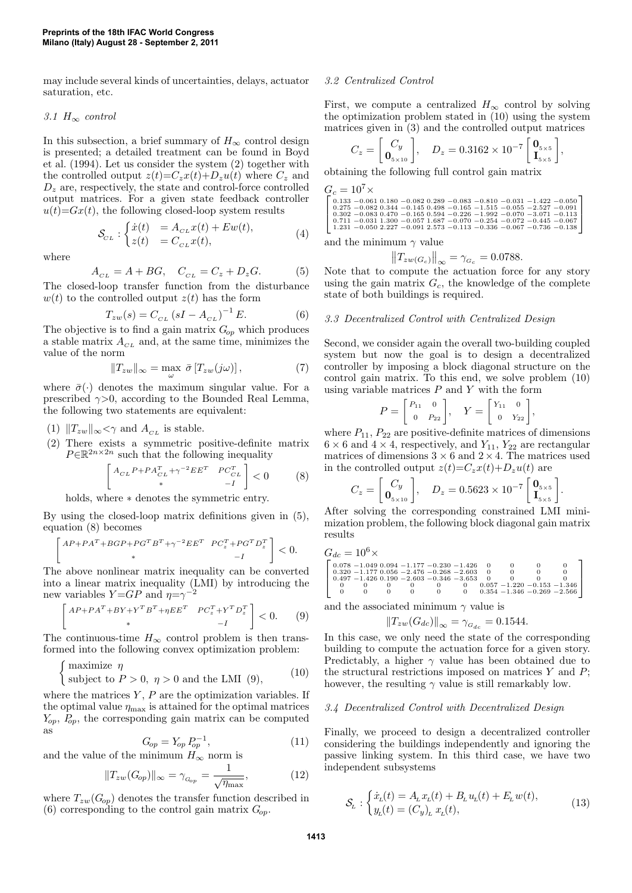may include several kinds of uncertainties, delays, actuator saturation, etc.

### 3.1 $H_\infty$ control

In this subsection, a brief summary of $H_\infty$ control design is presented; a detailed treatment can be found in Boyd et al. (1994). Let us consider the system (2) together with the controlled output $z(t)=C_z x(t)+D_z u(t)$ where $C_z$ and $D_z$ are, respectively, the state and control-force controlled output matrices. For a given state feedback controller $u(t)=Gx(t)$, the following closed-loop system results

$$\mathcal{S}_{CL}: \begin{cases} \dot{x}(t) &= A_{CL}x(t) + Ew(t), \\ z(t) &= C_{CL}x(t), \end{cases} \tag{4}$$

where

$$A_{CL} = A + BG, \quad C_{CL} = C_z + D_z G. \tag{5}$$

The closed-loop transfer function from the disturbance $w(t)$ to the controlled output $z(t)$ has the form

$$T_{zw}(s) = C_{CL}\left(sI - A_{CL}\right)^{-1} E. \tag{6}$$

The objective is to find a gain matrix $G_{op}$ which produces a stable matrix $A_{CL}$ and, at the same time, minimizes the value of the norm

$$\|T_{zw}\|_\infty = \max_\omega \ \bar{\sigma}\left[T_{zw}(j\omega)\right], \tag{7}$$

where $\bar{\sigma}(\cdot)$ denotes the maximum singular value. For a prescribed $\gamma>0$, according to the Bounded Real Lemma, the following two statements are equivalent:

1. $\|T_{zw}\|_\infty<\gamma$ and $A_{CL}$ is stable.
2. There exists a symmetric positive-definite matrix $P\in\mathbb{R}^{2n\times 2n}$ such that the following inequality

$$\begin{bmatrix} A_{CL}P+PA_{CL}^T+\gamma^{-2}EE^T & PC_{CL}^T \\ * & -I \end{bmatrix} < 0 \tag{8}$$

holds, where $*$ denotes the symmetric entry.

By using the closed-loop matrix definitions given in (5), equation (8) becomes

$$\begin{bmatrix} AP+PA^T+BGP+PG^TB^T+\gamma^{-2}EE^T & PC_z^T+PG^TD_z^T \\ * & -I \end{bmatrix} < 0.$$

The above nonlinear matrix inequality can be converted into a linear matrix inequality (LMI) by introducing the new variables $Y=GP$ and $\eta=\gamma^{-2}$

$$\begin{bmatrix} AP+PA^T+BY+Y^TB^T+\eta EE^T & PC_z^T+Y^TD_z^T \\ * & -I \end{bmatrix} < 0. \tag{9}$$

The continuous-time $H_\infty$ control problem is then transformed into the following convex optimization problem:

$$\begin{cases} \text{maximize } \eta \\ \text{subject to } P>0,\ \eta>0 \text{ and the LMI (9)}, \end{cases} \tag{10}$$

where the matrices $Y$, $P$ are the optimization variables. If the optimal value $\eta_{\max}$ is attained for the optimal matrices $Y_{op}$, $P_{op}$, the corresponding gain matrix can be computed as

$$G_{op} = Y_{op}\,P_{op}^{-1}, \tag{11}$$

and the value of the minimum $H_\infty$ norm is

$$\|T_{zw}(G_{op})\|_\infty = \gamma_{G_{op}} = \frac{1}{\sqrt{\eta_{\max}}}, \tag{12}$$

where $T_{zw}(G_{op})$ denotes the transfer function described in (6) corresponding to the control gain matrix $G_{op}$.

### 3.2 Centralized Control

First, we compute a centralized $H_\infty$ control by solving the optimization problem stated in (10) using the system matrices given in (3) and the controlled output matrices

$$C_z = \begin{bmatrix} C_y \\ \mathbf{0}_{5\times 10} \end{bmatrix}, \quad D_z = 0.3162\times 10^{-7}\begin{bmatrix} \mathbf{0}_{5\times 5} \\ \mathbf{I}_{5\times 5} \end{bmatrix},$$

obtaining the following full control gain matrix

$$G_c = 10^7\times \begin{bmatrix} 0.133 & -0.061 & 0.180 & -0.082 & 0.289 & -0.083 & -0.810 & -0.031 & -1.422 & -0.050 \\ 0.275 & -0.082 & 0.344 & -0.145 & 0.498 & -0.165 & -1.515 & -0.055 & -2.527 & -0.091 \\ 0.302 & -0.083 & 0.470 & -0.165 & 0.594 & -0.226 & -1.992 & -0.070 & -3.071 & -0.113 \\ 0.711 & -0.031 & 1.300 & -0.057 & 1.687 & -0.070 & -0.254 & -0.072 & -0.445 & -0.067 \\ 1.231 & -0.050 & 2.227 & -0.091 & 2.573 & -0.113 & -0.336 & -0.067 & -0.736 & -0.138 \end{bmatrix}$$

and the minimum $\gamma$ value

$$\left\|T_{zw(G_c)}\right\|_\infty = \gamma_{G_c} = 0.0788.$$

Note that to compute the actuation force for any story using the gain matrix $G_c$, the knowledge of the complete state of both buildings is required.

### 3.3 Decentralized Control with Centralized Design

Second, we consider again the overall two-building coupled system but now the goal is to design a decentralized controller by imposing a block diagonal structure on the control gain matrix. To this end, we solve problem (10) using variable matrices $P$ and $Y$ with the form

$$P = \begin{bmatrix} P_{11} & 0 \\ 0 & P_{22} \end{bmatrix}, \quad Y = \begin{bmatrix} Y_{11} & 0 \\ 0 & Y_{22} \end{bmatrix},$$

where $P_{11}$, $P_{22}$ are positive-definite matrices of dimensions $6\times 6$ and $4\times 4$, respectively, and $Y_{11}$, $Y_{22}$ are rectangular matrices of dimensions $3\times 6$ and $2\times 4$. The matrices used in the controlled output $z(t)=C_z x(t)+D_z u(t)$ are

$$C_z = \begin{bmatrix} C_y \\ \mathbf{0}_{5\times 10} \end{bmatrix}, \quad D_z = 0.5623\times 10^{-7}\begin{bmatrix} \mathbf{0}_{5\times 5} \\ \mathbf{I}_{5\times 5} \end{bmatrix}.$$

After solving the corresponding constrained LMI minimization problem, the following block diagonal gain matrix results

$$G_{dc} = 10^6\times \begin{bmatrix} 0.078 & -1.049 & 0.094 & -1.177 & -0.230 & -1.426 & 0 & 0 & 0 & 0 \\ 0.320 & -1.177 & 0.056 & -2.476 & -0.268 & -2.603 & 0 & 0 & 0 & 0 \\ 0.497 & -1.426 & 0.190 & -2.603 & -0.346 & -3.653 & 0 & 0 & 0 & 0 \\ 0 & 0 & 0 & 0 & 0 & 0 & 0.057 & -1.220 & -0.153 & -1.346 \\ 0 & 0 & 0 & 0 & 0 & 0 & 0.354 & -1.346 & -0.269 & -2.566 \end{bmatrix}$$

and the associated minimum $\gamma$ value is

$$\|T_{zw}(G_{dc})\|_\infty = \gamma_{G_{dc}} = 0.1544.$$

In this case, we only need the state of the corresponding building to compute the actuation force for a given story. Predictably, a higher $\gamma$ value has been obtained due to the structural restrictions imposed on matrices $Y$ and $P$; however, the resulting $\gamma$ value is still remarkably low.

### 3.4 Decentralized Control with Decentralized Design

Finally, we proceed to design a decentralized controller considering the buildings independently and ignoring the passive linking system. In this third case, we have two independent subsystems

$$\mathcal{S}_L: \begin{cases} \dot{x}_L(t) = A_L x_L(t) + B_L u_L(t) + E_L w(t), \\ y_L(t) = (C_y)_L\, x_L(t), \end{cases} \tag{13}$$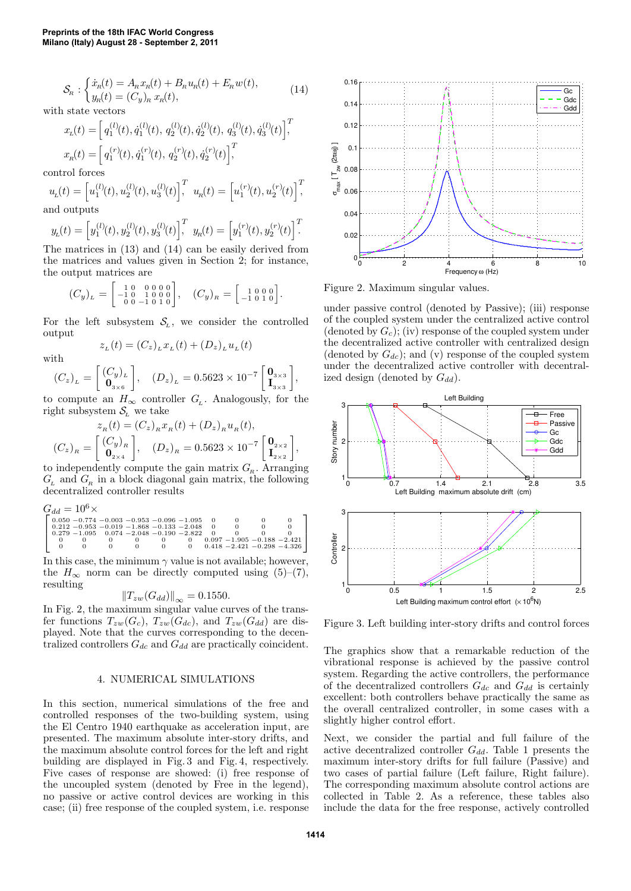$$\mathcal{S}_R: \begin{cases} \dot{x}_R(t) = A_R x_R(t) + B_R u_R(t) + E_R w(t), \\ y_R(t) = (C_y)_R\, x_R(t), \end{cases} \tag{14}$$

with state vectors

$$x_L(t) = \left[ q_1^{(l)}(t), \dot{q}_1^{(l)}(t),\, q_2^{(l)}(t), \dot{q}_2^{(l)}(t),\, q_3^{(l)}(t), \dot{q}_3^{(l)}(t) \right]^T,$$

$$x_R(t) = \left[ q_1^{(r)}(t), \dot{q}_1^{(r)}(t),\, q_2^{(r)}(t), \dot{q}_2^{(r)}(t) \right]^T,$$

control forces

$$u_L(t) = \left[ u_1^{(l)}(t), u_2^{(l)}(t), u_3^{(l)}(t) \right]^T,\;\; u_R(t) = \left[ u_1^{(r)}(t), u_2^{(r)}(t) \right]^T,$$

and outputs

$$y_L(t) = \left[ y_1^{(l)}(t), y_2^{(l)}(t), y_3^{(l)}(t) \right]^T,\;\; y_R(t) = \left[ y_1^{(r)}(t), y_2^{(r)}(t) \right]^T.$$

The matrices in (13) and (14) can be easily derived from the matrices and values given in Section 2; for instance, the output matrices are

$$(C_y)_L = \begin{bmatrix} 1 & 0 & 0 & 0 & 0 & 0 \\ -1 & 0 & 1 & 0 & 0 & 0 \\ 0 & 0 & -1 & 0 & 1 & 0 \end{bmatrix}, \quad (C_y)_R = \begin{bmatrix} 1 & 0 & 0 & 0 \\ -1 & 0 & 1 & 0 \end{bmatrix}.$$

For the left subsystem $\mathcal{S}_L$, we consider the controlled output

$$z_L(t) = (C_z)_L x_L(t) + (D_z)_L u_L(t)$$

with

$$(C_z)_L = \begin{bmatrix} (C_y)_L \\ \mathbf{0}_{3\times 6} \end{bmatrix}, \quad (D_z)_L = 0.5623 \times 10^{-7} \begin{bmatrix} \mathbf{0}_{3\times 3} \\ \mathbf{I}_{3\times 3} \end{bmatrix},$$

to compute an $H_\infty$ controller $G_L$. Analogously, for the right subsystem $\mathcal{S}_L$ we take

$$z_R(t) = (C_z)_R x_R(t) + (D_z)_R u_R(t),$$

$$(C_z)_R = \begin{bmatrix} (C_y)_R \\ \mathbf{0}_{2\times 4} \end{bmatrix}, \quad (D_z)_R = 0.5623 \times 10^{-7} \begin{bmatrix} \mathbf{0}_{2\times 2} \\ \mathbf{I}_{2\times 2} \end{bmatrix},$$

to independently compute the gain matrix $G_R$. Arranging $G_L$ and $G_R$ in a block diagonal gain matrix, the following decentralized controller results

$$G_{dd} = 10^6 \times \begin{bmatrix} 0.050 & -0.774 & -0.003 & -0.953 & -0.096 & -1.095 & 0 & 0 & 0 & 0 \\ 0.212 & -0.953 & -0.019 & -1.868 & -0.133 & -2.048 & 0 & 0 & 0 & 0 \\ 0.279 & -1.095 & 0.074 & -2.048 & -0.190 & -2.822 & 0 & 0 & 0 & 0 \\ 0 & 0 & 0 & 0 & 0 & 0 & 0.097 & -1.905 & -0.188 & -2.421 \\ 0 & 0 & 0 & 0 & 0 & 0 & 0.418 & -2.421 & -0.298 & -4.326 \end{bmatrix}$$

In this case, the minimum $\gamma$ value is not available; however, the $H_\infty$ norm can be directly computed using (5)–(7), resulting

$$\left\| T_{zw}(G_{dd}) \right\|_\infty = 0.1550.$$

In Fig. 2, the maximum singular value curves of the transfer functions $T_{zw}(G_c)$, $T_{zw}(G_{dc})$, and $T_{zw}(G_{dd})$ are displayed. Note that the curves corresponding to the decentralized controllers $G_{dc}$ and $G_{dd}$ are practically coincident.

Figure 2. Maximum singular values.

## 4. NUMERICAL SIMULATIONS

In this section, numerical simulations of the free and controlled responses of the two-building system, using the El Centro 1940 earthquake as acceleration input, are presented. The maximum absolute inter-story drifts, and the maximum absolute control forces for the left and right building are displayed in Fig. 3 and Fig. 4, respectively. Five cases of response are showed: (i) free response of the uncoupled system (denoted by Free in the legend), no passive or active control devices are working in this case; (ii) free response of the coupled system, i.e. response under passive control (denoted by Passive); (iii) response of the coupled system under the centralized active control (denoted by $G_c$); (iv) response of the coupled system under the decentralized active controller with centralized design (denoted by $G_{dc}$); and (v) response of the coupled system under the decentralized active controller with decentralized design (denoted by $G_{dd}$).

Figure 3. Left building inter-story drifts and control forces

The graphics show that a remarkable reduction of the vibrational response is achieved by the passive control system. Regarding the active controllers, the performance of the decentralized controllers $G_{dc}$ and $G_{dd}$ is certainly excellent: both controllers behave practically the same as the overall centralized controller, in some cases with a slightly higher control effort.

Next, we consider the partial and full failure of the active decentralized controller $G_{dd}$. Table 1 presents the maximum inter-story drifts for full failure (Passive) and two cases of partial failure (Left failure, Right failure). The corresponding maximum absolute control actions are collected in Table 2. As a reference, these tables also include the data for the free response, actively controlled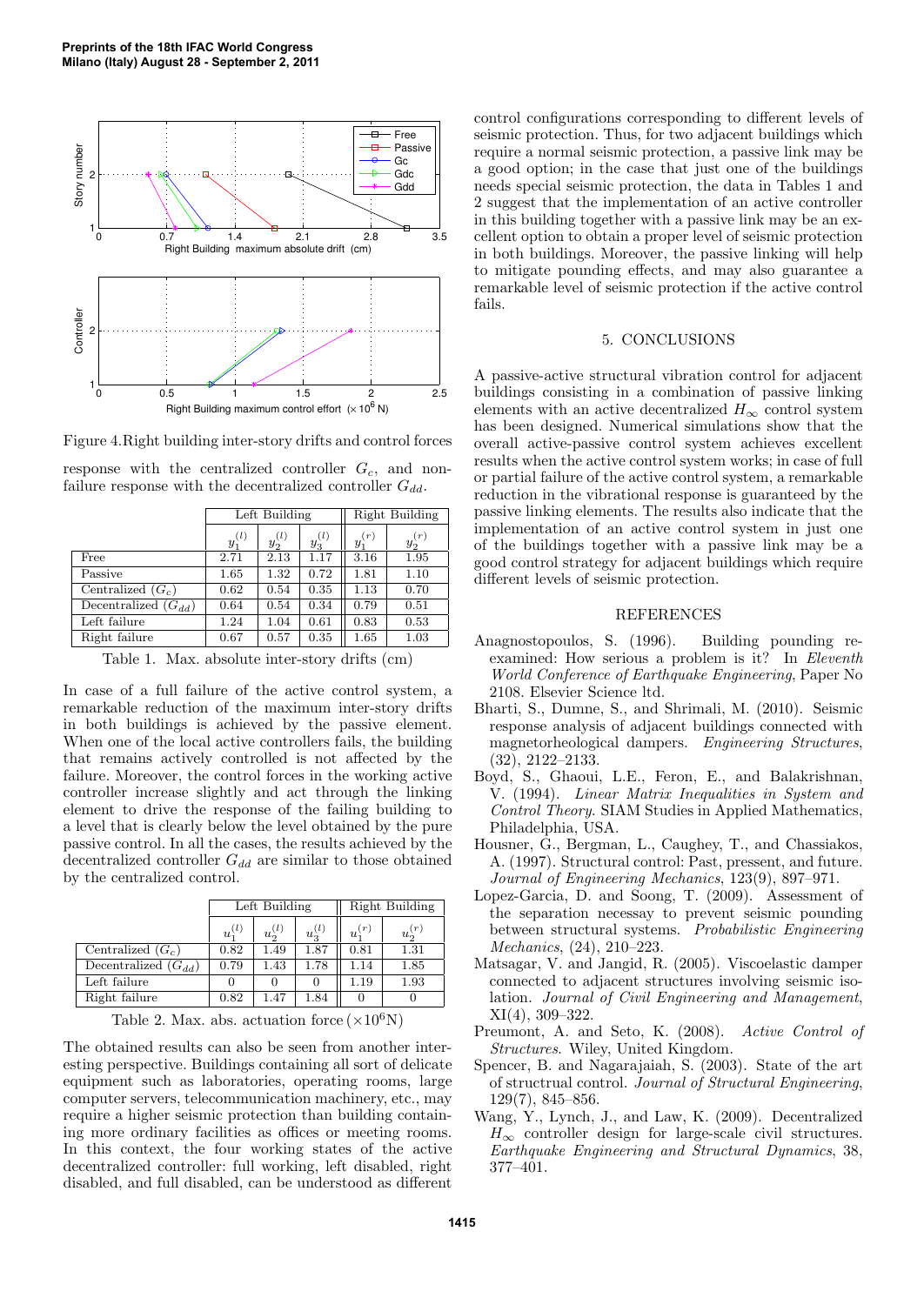Story number

2

1

0 0.7 1.4 2.1 2.8 3.5

Right Building maximum absolute drift (cm)

Free

Passive

Gc

Gdc

Gdd

Controller

2

1

0 0.5 1 1.5 2 2.5

Right Building maximum control effort ($\times 10^6$ N)

Figure 4. Right building inter-story drifts and control forces

response with the centralized controller $G_c$, and non-failure response with the decentralized controller $G_{dd}$.

| | Left Building | | | Right Building | |
|---|---|---|---|---|---|
| | $y_1^{(l)}$ | $y_2^{(l)}$ | $y_3^{(l)}$ | $y_1^{(r)}$ | $y_2^{(r)}$ |
| Free | 2.71 | 2.13 | 1.17 | 3.16 | 1.95 |
| Passive | 1.65 | 1.32 | 0.72 | 1.81 | 1.10 |
| Centralized ($G_c$) | 0.62 | 0.54 | 0.35 | 1.13 | 0.70 |
| Decentralized ($G_{dd}$) | 0.64 | 0.54 | 0.34 | 0.79 | 0.51 |
| Left failure | 1.24 | 1.04 | 0.61 | 0.83 | 0.53 |
| Right failure | 0.67 | 0.57 | 0.35 | 1.65 | 1.03 |

Table 1. Max. absolute inter-story drifts (cm)

In case of a full failure of the active control system, a remarkable reduction of the maximum inter-story drifts in both buildings is achieved by the passive element. When one of the local active controllers fails, the building that remains actively controlled is not affected by the failure. Moreover, the control forces in the working active controller increase slightly and act through the linking element to drive the response of the failing building to a level that is clearly below the level obtained by the pure passive control. In all the cases, the results achieved by the decentralized controller $G_{dd}$ are similar to those obtained by the centralized control.

| | Left Building | | | Right Building | |
|---|---|---|---|---|---|
| | $u_1^{(l)}$ | $u_2^{(l)}$ | $u_3^{(l)}$ | $u_1^{(r)}$ | $u_2^{(r)}$ |
| Centralized ($G_c$) | 0.82 | 1.49 | 1.87 | 0.81 | 1.31 |
| Decentralized ($G_{dd}$) | 0.79 | 1.43 | 1.78 | 1.14 | 1.85 |
| Left failure | 0 | 0 | 0 | 1.19 | 1.93 |
| Right failure | 0.82 | 1.47 | 1.84 | 0 | 0 |

Table 2. Max. abs. actuation force ($\times 10^6$N)

The obtained results can also be seen from another interesting perspective. Buildings containing all sort of delicate equipment such as laboratories, operating rooms, large computer servers, telecommunication machinery, etc., may require a higher seismic protection than building containing more ordinary facilities as offices or meeting rooms. In this context, the four working states of the active decentralized controller: full working, left disabled, right disabled, and full disabled, can be understood as different control configurations corresponding to different levels of seismic protection. Thus, for two adjacent buildings which require a normal seismic protection, a passive link may be a good option; in the case that just one of the buildings needs special seismic protection, the data in Tables 1 and 2 suggest that the implementation of an active controller in this building together with a passive link may be an excellent option to obtain a proper level of seismic protection in both buildings. Moreover, the passive linking will help to mitigate pounding effects, and may also guarantee a remarkable level of seismic protection if the active control fails.

## 5. CONCLUSIONS

A passive-active structural vibration control for adjacent buildings consisting in a combination of passive linking elements with an active decentralized $H_\infty$ control system has been designed. Numerical simulations show that the overall active-passive control system achieves excellent results when the active control system works; in case of full or partial failure of the active control system, a remarkable reduction in the vibrational response is guaranteed by the passive linking elements. The results also indicate that the implementation of an active control system in just one of the buildings together with a passive link may be a good control strategy for adjacent buildings which require different levels of seismic protection.

## REFERENCES

Anagnostopoulos, S. (1996). Building pounding re-examined: How serious a problem is it? In *Eleventh World Conference of Earthquake Engineering*, Paper No 2108. Elsevier Science ltd.

Bharti, S., Dumne, S., and Shrimali, M. (2010). Seismic response analysis of adjacent buildings connected with magnetorheological dampers. *Engineering Structures*, (32), 2122–2133.

Boyd, S., Ghaoui, L.E., Feron, E., and Balakrishnan, V. (1994). *Linear Matrix Inequalities in System and Control Theory*. SIAM Studies in Applied Mathematics, Philadelphia, USA.

Housner, G., Bergman, L., Caughey, T., and Chassiakos, A. (1997). Structural control: Past, pressent, and future. *Journal of Engineering Mechanics*, 123(9), 897–971.

Lopez-Garcia, D. and Soong, T. (2009). Assessment of the separation necessay to prevent seismic pounding between structural systems. *Probabilistic Engineering Mechanics*, (24), 210–223.

Matsagar, V. and Jangid, R. (2005). Viscoelastic damper connected to adjacent structures involving seismic isolation. *Journal of Civil Engineering and Management*, XI(4), 309–322.

Preumont, A. and Seto, K. (2008). *Active Control of Structures*. Wiley, United Kingdom.

Spencer, B. and Nagarajaiah, S. (2003). State of the art of strucutral control. *Journal of Structural Engineering*, 129(7), 845–856.

Wang, Y., Lynch, J., and Law, K. (2009). Decentralized $H_\infty$ controller design for large-scale civil structures. *Earthquake Engineering and Structural Dynamics*, 38, 377–401.